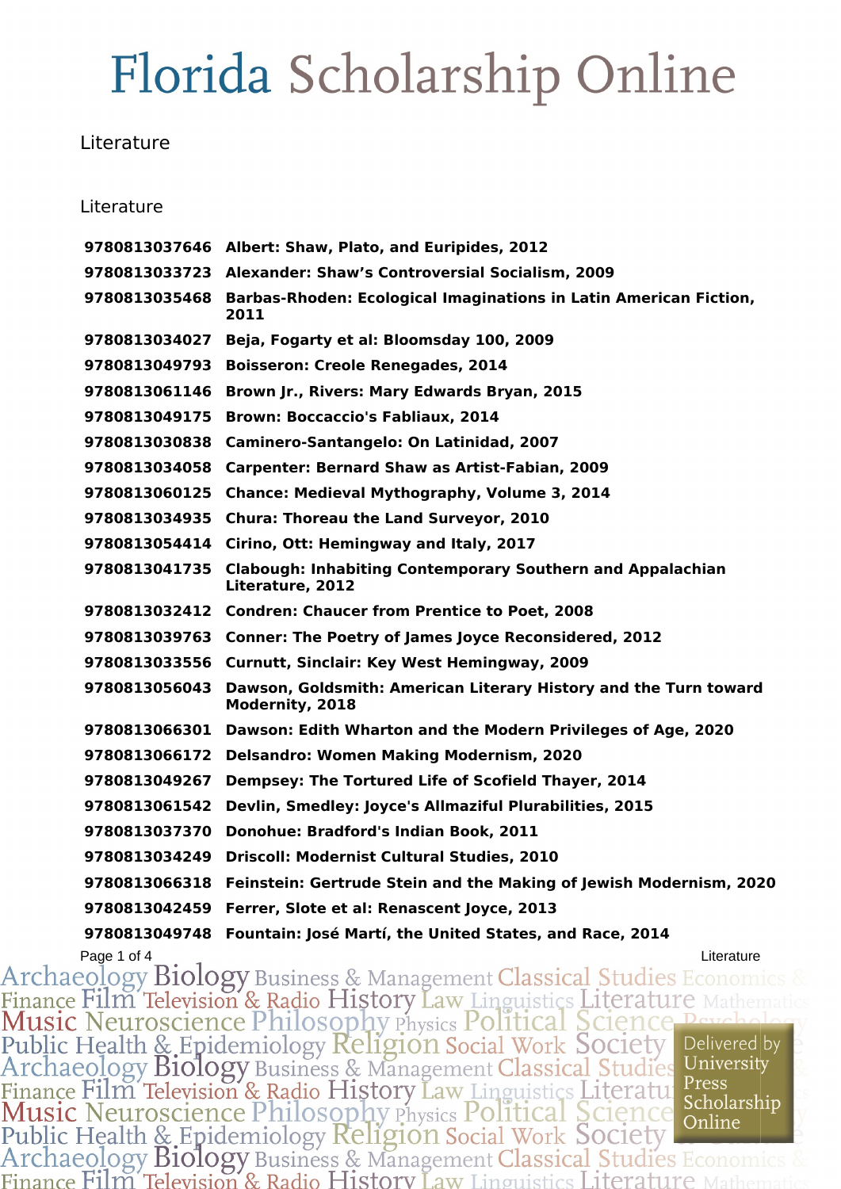# Florida Scholarship Online

## Literature

### Literature

| | |
|---|---|
| **9780813037646** | **Albert: Shaw, Plato, and Euripides, 2012** |
| **9780813033723** | **Alexander: Shaw's Controversial Socialism, 2009** |
| **9780813035468** | **Barbas-Rhoden: Ecological Imaginations in Latin American Fiction, 2011** |
| **9780813034027** | **Beja, Fogarty et al: Bloomsday 100, 2009** |
| **9780813049793** | **Boisseron: Creole Renegades, 2014** |
| **9780813061146** | **Brown Jr., Rivers: Mary Edwards Bryan, 2015** |
| **9780813049175** | **Brown: Boccaccio's Fabliaux, 2014** |
| **9780813030838** | **Caminero-Santangelo: On Latinidad, 2007** |
| **9780813034058** | **Carpenter: Bernard Shaw as Artist-Fabian, 2009** |
| **9780813060125** | **Chance: Medieval Mythography, Volume 3, 2014** |
| **9780813034935** | **Chura: Thoreau the Land Surveyor, 2010** |
| **9780813054414** | **Cirino, Ott: Hemingway and Italy, 2017** |
| **9780813041735** | **Clabough: Inhabiting Contemporary Southern and Appalachian Literature, 2012** |
| **9780813032412** | **Condren: Chaucer from Prentice to Poet, 2008** |
| **9780813039763** | **Conner: The Poetry of James Joyce Reconsidered, 2012** |
| **9780813033556** | **Curnutt, Sinclair: Key West Hemingway, 2009** |
| **9780813056043** | **Dawson, Goldsmith: American Literary History and the Turn toward Modernity, 2018** |
| **9780813066301** | **Dawson: Edith Wharton and the Modern Privileges of Age, 2020** |
| **9780813066172** | **Delsandro: Women Making Modernism, 2020** |
| **9780813049267** | **Dempsey: The Tortured Life of Scofield Thayer, 2014** |
| **9780813061542** | **Devlin, Smedley: Joyce's Allmaziful Plurabilities, 2015** |
| **9780813037370** | **Donohue: Bradford's Indian Book, 2011** |
| **9780813034249** | **Driscoll: Modernist Cultural Studies, 2010** |
| **9780813066318** | **Feinstein: Gertrude Stein and the Making of Jewish Modernism, 2020** |
| **9780813042459** | **Ferrer, Slote et al: Renascent Joyce, 2013** |
| **9780813049748** | **Fountain: José Martí, the United States, and Race, 2014** |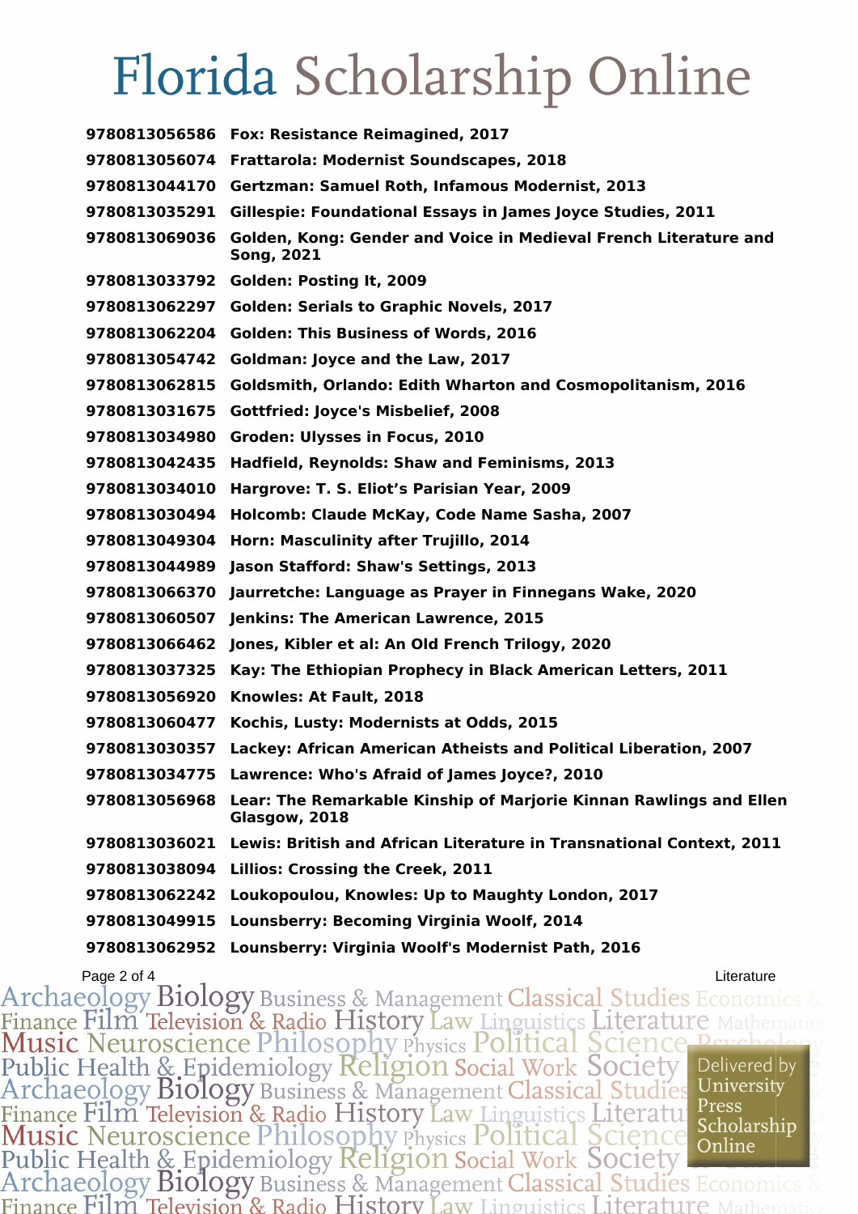# Florida Scholarship Online

| | |
|---|---|
| **9780813056586** | **Fox: Resistance Reimagined, 2017** |
| **9780813056074** | **Frattarola: Modernist Soundscapes, 2018** |
| **9780813044170** | **Gertzman: Samuel Roth, Infamous Modernist, 2013** |
| **9780813035291** | **Gillespie: Foundational Essays in James Joyce Studies, 2011** |
| **9780813069036** | **Golden, Kong: Gender and Voice in Medieval French Literature and Song, 2021** |
| **9780813033792** | **Golden: Posting It, 2009** |
| **9780813062297** | **Golden: Serials to Graphic Novels, 2017** |
| **9780813062204** | **Golden: This Business of Words, 2016** |
| **9780813054742** | **Goldman: Joyce and the Law, 2017** |
| **9780813062815** | **Goldsmith, Orlando: Edith Wharton and Cosmopolitanism, 2016** |
| **9780813031675** | **Gottfried: Joyce's Misbelief, 2008** |
| **9780813034980** | **Groden: Ulysses in Focus, 2010** |
| **9780813042435** | **Hadfield, Reynolds: Shaw and Feminisms, 2013** |
| **9780813034010** | **Hargrove: T. S. Eliot’s Parisian Year, 2009** |
| **9780813030494** | **Holcomb: Claude McKay, Code Name Sasha, 2007** |
| **9780813049304** | **Horn: Masculinity after Trujillo, 2014** |
| **9780813044989** | **Jason Stafford: Shaw's Settings, 2013** |
| **9780813066370** | **Jaurretche: Language as Prayer in Finnegans Wake, 2020** |
| **9780813060507** | **Jenkins: The American Lawrence, 2015** |
| **9780813066462** | **Jones, Kibler et al: An Old French Trilogy, 2020** |
| **9780813037325** | **Kay: The Ethiopian Prophecy in Black American Letters, 2011** |
| **9780813056920** | **Knowles: At Fault, 2018** |
| **9780813060477** | **Kochis, Lusty: Modernists at Odds, 2015** |
| **9780813030357** | **Lackey: African American Atheists and Political Liberation, 2007** |
| **9780813034775** | **Lawrence: Who's Afraid of James Joyce?, 2010** |
| **9780813056968** | **Lear: The Remarkable Kinship of Marjorie Kinnan Rawlings and Ellen Glasgow, 2018** |
| **9780813036021** | **Lewis: British and African Literature in Transnational Context, 2011** |
| **9780813038094** | **Lillios: Crossing the Creek, 2011** |
| **9780813062242** | **Loukopoulou, Knowles: Up to Maughty London, 2017** |
| **9780813049915** | **Lounsberry: Becoming Virginia Woolf, 2014** |
| **9780813062952** | **Lounsberry: Virginia Woolf's Modernist Path, 2016** |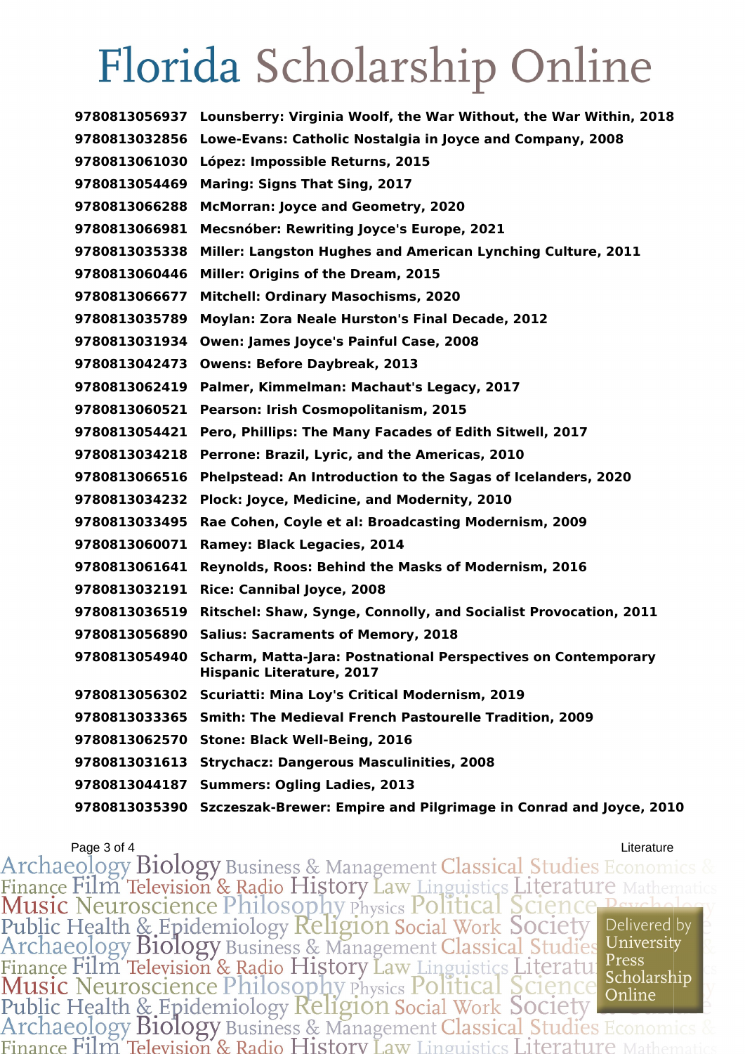# Florida Scholarship Online

| | |
|---|---|
| 9780813056937 | Lounsberry: Virginia Woolf, the War Without, the War Within, 2018 |
| 9780813032856 | Lowe-Evans: Catholic Nostalgia in Joyce and Company, 2008 |
| 9780813061030 | López: Impossible Returns, 2015 |
| 9780813054469 | Maring: Signs That Sing, 2017 |
| 9780813066288 | McMorran: Joyce and Geometry, 2020 |
| 9780813066981 | Mecsnóber: Rewriting Joyce's Europe, 2021 |
| 9780813035338 | Miller: Langston Hughes and American Lynching Culture, 2011 |
| 9780813060446 | Miller: Origins of the Dream, 2015 |
| 9780813066677 | Mitchell: Ordinary Masochisms, 2020 |
| 9780813035789 | Moylan: Zora Neale Hurston's Final Decade, 2012 |
| 9780813031934 | Owen: James Joyce's Painful Case, 2008 |
| 9780813042473 | Owens: Before Daybreak, 2013 |
| 9780813062419 | Palmer, Kimmelman: Machaut's Legacy, 2017 |
| 9780813060521 | Pearson: Irish Cosmopolitanism, 2015 |
| 9780813054421 | Pero, Phillips: The Many Facades of Edith Sitwell, 2017 |
| 9780813034218 | Perrone: Brazil, Lyric, and the Americas, 2010 |
| 9780813066516 | Phelpstead: An Introduction to the Sagas of Icelanders, 2020 |
| 9780813034232 | Plock: Joyce, Medicine, and Modernity, 2010 |
| 9780813033495 | Rae Cohen, Coyle et al: Broadcasting Modernism, 2009 |
| 9780813060071 | Ramey: Black Legacies, 2014 |
| 9780813061641 | Reynolds, Roos: Behind the Masks of Modernism, 2016 |
| 9780813032191 | Rice: Cannibal Joyce, 2008 |
| 9780813036519 | Ritschel: Shaw, Synge, Connolly, and Socialist Provocation, 2011 |
| 9780813056890 | Salius: Sacraments of Memory, 2018 |
| 9780813054940 | Scharm, Matta-Jara: Postnational Perspectives on Contemporary Hispanic Literature, 2017 |
| 9780813056302 | Scuriatti: Mina Loy's Critical Modernism, 2019 |
| 9780813033365 | Smith: The Medieval French Pastourelle Tradition, 2009 |
| 9780813062570 | Stone: Black Well-Being, 2016 |
| 9780813031613 | Strychacz: Dangerous Masculinities, 2008 |
| 9780813044187 | Summers: Ogling Ladies, 2013 |
| 9780813035390 | Szczeszak-Brewer: Empire and Pilgrimage in Conrad and Joyce, 2010 |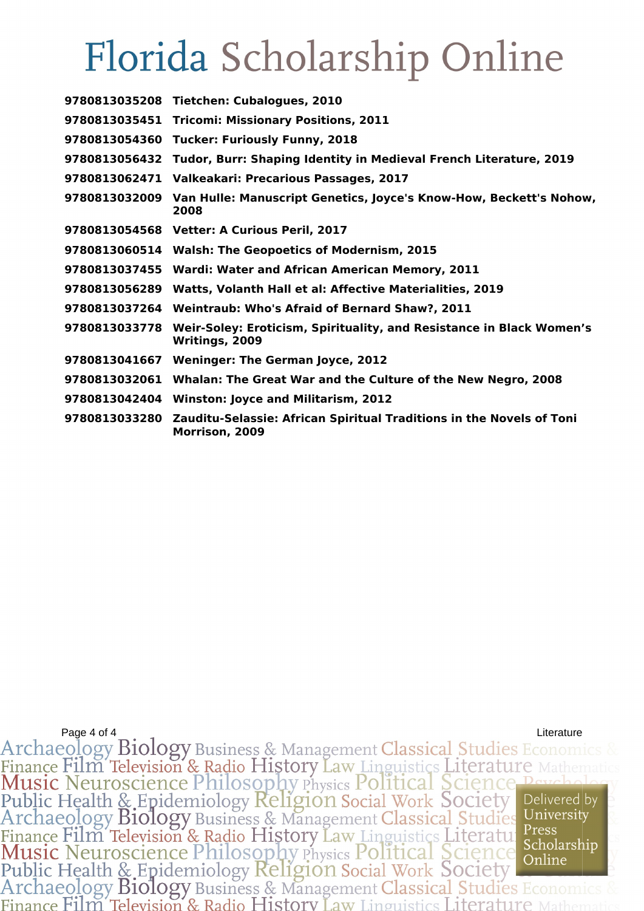# Florida Scholarship Online

| | |
|---|---|
| **9780813035208** | **Tietchen: Cubalogues, 2010** |
| **9780813035451** | **Tricomi: Missionary Positions, 2011** |
| **9780813054360** | **Tucker: Furiously Funny, 2018** |
| **9780813056432** | **Tudor, Burr: Shaping Identity in Medieval French Literature, 2019** |
| **9780813062471** | **Valkeakari: Precarious Passages, 2017** |
| **9780813032009** | **Van Hulle: Manuscript Genetics, Joyce's Know-How, Beckett's Nohow, 2008** |
| **9780813054568** | **Vetter: A Curious Peril, 2017** |
| **9780813060514** | **Walsh: The Geopoetics of Modernism, 2015** |
| **9780813037455** | **Wardi: Water and African American Memory, 2011** |
| **9780813056289** | **Watts, Volanth Hall et al: Affective Materialities, 2019** |
| **9780813037264** | **Weintraub: Who's Afraid of Bernard Shaw?, 2011** |
| **9780813033778** | **Weir-Soley: Eroticism, Spirituality, and Resistance in Black Women's Writings, 2009** |
| **9780813041667** | **Weninger: The German Joyce, 2012** |
| **9780813032061** | **Whalan: The Great War and the Culture of the New Negro, 2008** |
| **9780813042404** | **Winston: Joyce and Militarism, 2012** |
| **9780813033280** | **Zauditu-Selassie: African Spiritual Traditions in the Novels of Toni Morrison, 2009** |